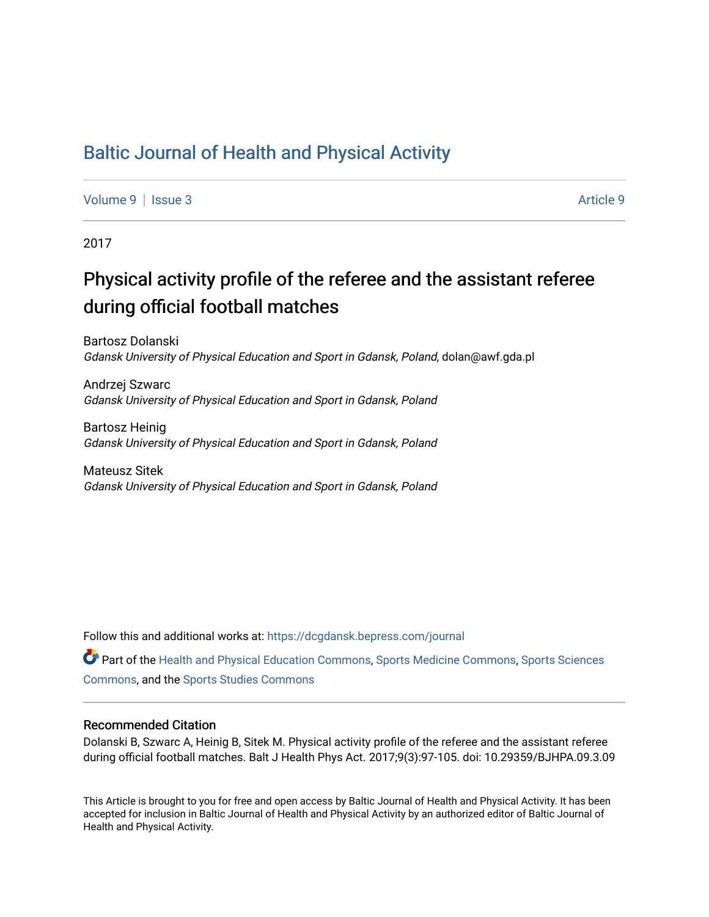# Baltic Journal of Health and Physical Activity

Volume 9 | Issue 3 | Article 9

2017

## Physical activity profile of the referee and the assistant referee during official football matches

Bartosz Dolanski
*Gdansk University of Physical Education and Sport in Gdansk, Poland*, dolan@awf.gda.pl

Andrzej Szwarc
*Gdansk University of Physical Education and Sport in Gdansk, Poland*

Bartosz Heinig
*Gdansk University of Physical Education and Sport in Gdansk, Poland*

Mateusz Sitek
*Gdansk University of Physical Education and Sport in Gdansk, Poland*

Follow this and additional works at: https://dcgdansk.bepress.com/journal

Part of the Health and Physical Education Commons, Sports Medicine Commons, Sports Sciences Commons, and the Sports Studies Commons

### Recommended Citation

Dolanski B, Szwarc A, Heinig B, Sitek M. Physical activity profile of the referee and the assistant referee during official football matches. Balt J Health Phys Act. 2017;9(3):97-105. doi: 10.29359/BJHPA.09.3.09

This Article is brought to you for free and open access by Baltic Journal of Health and Physical Activity. It has been accepted for inclusion in Baltic Journal of Health and Physical Activity by an authorized editor of Baltic Journal of Health and Physical Activity.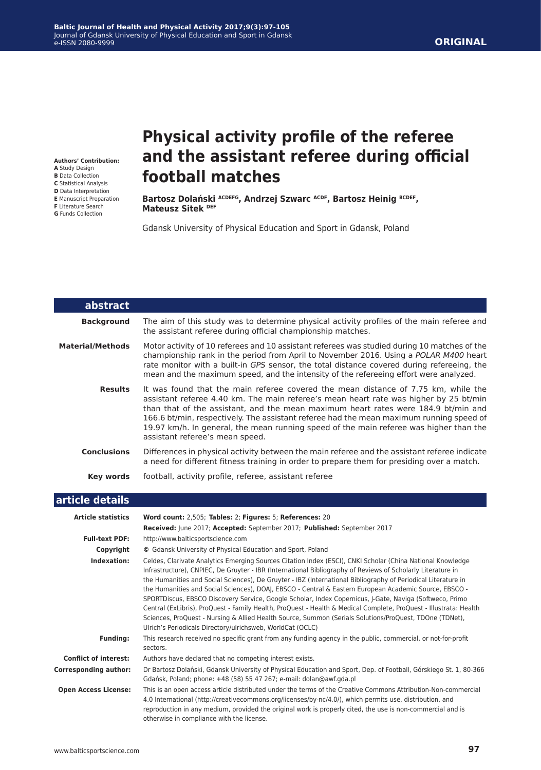# Physical activity profile of the referee and the assistant referee during official football matches

**Authors' Contribution:**
**A** Study Design
**B** Data Collection
**C** Statistical Analysis
**D** Data Interpretation
**E** Manuscript Preparation
**F** Literature Search
**G** Funds Collection

**Bartosz Dolański [ACDEFG], Andrzej Szwarc [ACDF], Bartosz Heinig [BCDEF], Mateusz Sitek [DEF]**

Gdansk University of Physical Education and Sport in Gdansk, Poland

## abstract

**Background** The aim of this study was to determine physical activity profiles of the main referee and the assistant referee during official championship matches.

**Material/Methods** Motor activity of 10 referees and 10 assistant referees was studied during 10 matches of the championship rank in the period from April to November 2016. Using a *POLAR M400* heart rate monitor with a built-in *GPS* sensor, the total distance covered during refereeing, the mean and the maximum speed, and the intensity of the refereeing effort were analyzed.

**Results** It was found that the main referee covered the mean distance of 7.75 km, while the assistant referee 4.40 km. The main referee's mean heart rate was higher by 25 bt/min than that of the assistant, and the mean maximum heart rates were 184.9 bt/min and 166.6 bt/min, respectively. The assistant referee had the mean maximum running speed of 19.97 km/h. In general, the mean running speed of the main referee was higher than the assistant referee's mean speed.

**Conclusions** Differences in physical activity between the main referee and the assistant referee indicate a need for different fitness training in order to prepare them for presiding over a match.

**Key words** football, activity profile, referee, assistant referee

## article details

**Article statistics** **Word count:** 2,505; **Tables:** 2; **Figures:** 5; **References:** 20
**Received:** June 2017; **Accepted:** September 2017; **Published:** September 2017

**Full-text PDF:** http://www.balticsportscience.com

**Copyright** © Gdansk University of Physical Education and Sport, Poland

**Indexation:** Celdes, Clarivate Analytics Emerging Sources Citation Index (ESCI), CNKI Scholar (China National Knowledge Infrastructure), CNPIEC, De Gruyter - IBR (International Bibliography of Reviews of Scholarly Literature in the Humanities and Social Sciences), De Gruyter - IBZ (International Bibliography of Periodical Literature in the Humanities and Social Sciences), DOAJ, EBSCO - Central & Eastern European Academic Source, EBSCO - SPORTDiscus, EBSCO Discovery Service, Google Scholar, Index Copernicus, J-Gate, Naviga (Softweco, Primo Central (ExLibris), ProQuest - Family Health, ProQuest - Health & Medical Complete, ProQuest - Illustrata: Health Sciences, ProQuest - Nursing & Allied Health Source, Summon (Serials Solutions/ProQuest, TDOne (TDNet), Ulrich's Periodicals Directory/ulrichsweb, WorldCat (OCLC)

**Funding:** This research received no specific grant from any funding agency in the public, commercial, or not-for-profit sectors.

**Conflict of interest:** Authors have declared that no competing interest exists.

**Corresponding author:** Dr Bartosz Dolański, Gdansk University of Physical Education and Sport, Dep. of Football, Górskiego St. 1, 80-366 Gdańsk, Poland; phone: +48 (58) 55 47 267; e-mail: dolan@awf.gda.pl

**Open Access License:** This is an open access article distributed under the terms of the Creative Commons Attribution-Non-commercial 4.0 International (http://creativecommons.org/licenses/by-nc/4.0/), which permits use, distribution, and reproduction in any medium, provided the original work is properly cited, the use is non-commercial and is otherwise in compliance with the license.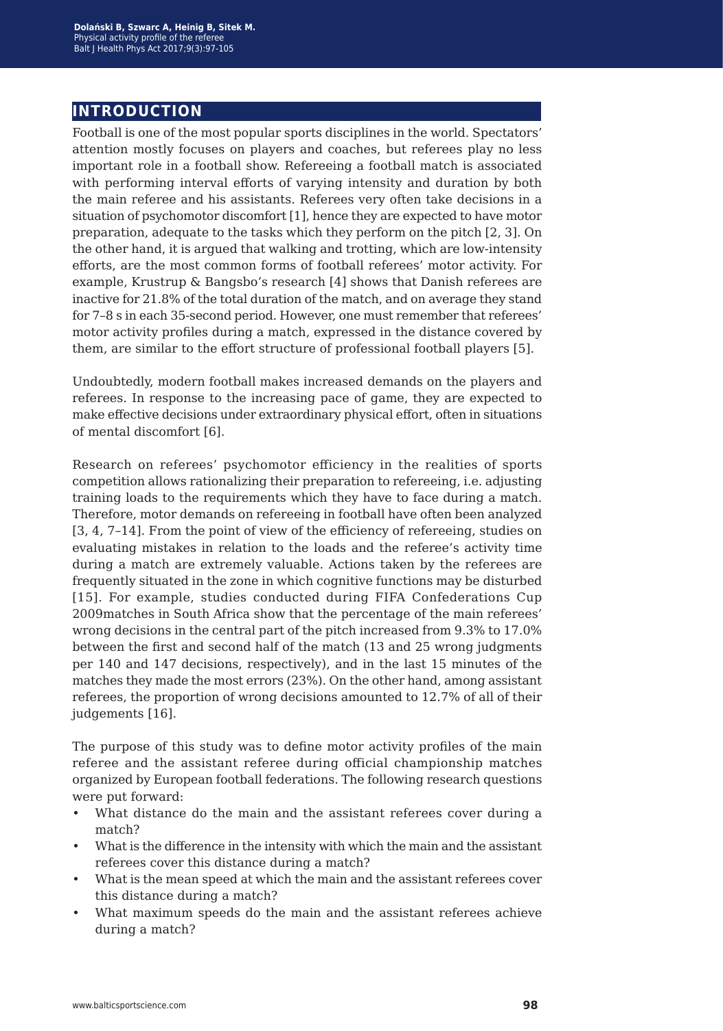## INTRODUCTION

Football is one of the most popular sports disciplines in the world. Spectators' attention mostly focuses on players and coaches, but referees play no less important role in a football show. Refereeing a football match is associated with performing interval efforts of varying intensity and duration by both the main referee and his assistants. Referees very often take decisions in a situation of psychomotor discomfort [1], hence they are expected to have motor preparation, adequate to the tasks which they perform on the pitch [2, 3]. On the other hand, it is argued that walking and trotting, which are low-intensity efforts, are the most common forms of football referees' motor activity. For example, Krustrup & Bangsbo's research [4] shows that Danish referees are inactive for 21.8% of the total duration of the match, and on average they stand for 7–8 s in each 35-second period. However, one must remember that referees' motor activity profiles during a match, expressed in the distance covered by them, are similar to the effort structure of professional football players [5].

Undoubtedly, modern football makes increased demands on the players and referees. In response to the increasing pace of game, they are expected to make effective decisions under extraordinary physical effort, often in situations of mental discomfort [6].

Research on referees' psychomotor efficiency in the realities of sports competition allows rationalizing their preparation to refereeing, i.e. adjusting training loads to the requirements which they have to face during a match. Therefore, motor demands on refereeing in football have often been analyzed [3, 4, 7–14]. From the point of view of the efficiency of refereeing, studies on evaluating mistakes in relation to the loads and the referee's activity time during a match are extremely valuable. Actions taken by the referees are frequently situated in the zone in which cognitive functions may be disturbed [15]. For example, studies conducted during FIFA Confederations Cup 2009matches in South Africa show that the percentage of the main referees' wrong decisions in the central part of the pitch increased from 9.3% to 17.0% between the first and second half of the match (13 and 25 wrong judgments per 140 and 147 decisions, respectively), and in the last 15 minutes of the matches they made the most errors (23%). On the other hand, among assistant referees, the proportion of wrong decisions amounted to 12.7% of all of their judgements [16].

The purpose of this study was to define motor activity profiles of the main referee and the assistant referee during official championship matches organized by European football federations. The following research questions were put forward:

- What distance do the main and the assistant referees cover during a match?
- What is the difference in the intensity with which the main and the assistant referees cover this distance during a match?
- What is the mean speed at which the main and the assistant referees cover this distance during a match?
- What maximum speeds do the main and the assistant referees achieve during a match?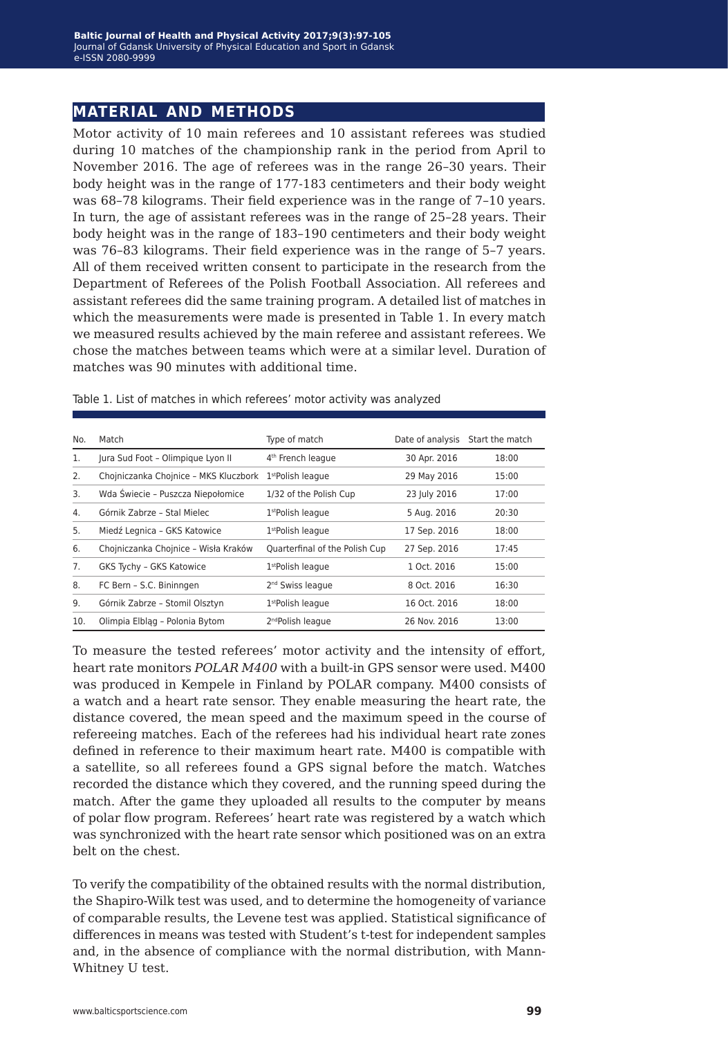## MATERIAL AND METHODS

Motor activity of 10 main referees and 10 assistant referees was studied during 10 matches of the championship rank in the period from April to November 2016. The age of referees was in the range 26–30 years. Their body height was in the range of 177-183 centimeters and their body weight was 68–78 kilograms. Their field experience was in the range of 7–10 years. In turn, the age of assistant referees was in the range of 25–28 years. Their body height was in the range of 183–190 centimeters and their body weight was 76–83 kilograms. Their field experience was in the range of 5–7 years. All of them received written consent to participate in the research from the Department of Referees of the Polish Football Association. All referees and assistant referees did the same training program. A detailed list of matches in which the measurements were made is presented in Table 1. In every match we measured results achieved by the main referee and assistant referees. We chose the matches between teams which were at a similar level. Duration of matches was 90 minutes with additional time.

Table 1. List of matches in which referees' motor activity was analyzed

| No. | Match | Type of match | Date of analysis | Start the match |
|---|---|---|---|---|
| 1. | Jura Sud Foot – Olimpique Lyon II | 4th French league | 30 Apr. 2016 | 18:00 |
| 2. | Chojniczanka Chojnice – MKS Kluczbork | 1stPolish league | 29 May 2016 | 15:00 |
| 3. | Wda Świecie – Puszcza Niepołomice | 1/32 of the Polish Cup | 23 July 2016 | 17:00 |
| 4. | Górnik Zabrze – Stal Mielec | 1stPolish league | 5 Aug. 2016 | 20:30 |
| 5. | Miedź Legnica – GKS Katowice | 1stPolish league | 17 Sep. 2016 | 18:00 |
| 6. | Chojniczanka Chojnice – Wisła Kraków | Quarterfinal of the Polish Cup | 27 Sep. 2016 | 17:45 |
| 7. | GKS Tychy – GKS Katowice | 1stPolish league | 1 Oct. 2016 | 15:00 |
| 8. | FC Bern – S.C. Bininngen | 2nd Swiss league | 8 Oct. 2016 | 16:30 |
| 9. | Górnik Zabrze – Stomil Olsztyn | 1stPolish league | 16 Oct. 2016 | 18:00 |
| 10. | Olimpia Elbląg – Polonia Bytom | 2ndPolish league | 26 Nov. 2016 | 13:00 |

To measure the tested referees' motor activity and the intensity of effort, heart rate monitors *POLAR M400* with a built-in GPS sensor were used. M400 was produced in Kempele in Finland by POLAR company. M400 consists of a watch and a heart rate sensor. They enable measuring the heart rate, the distance covered, the mean speed and the maximum speed in the course of refereeing matches. Each of the referees had his individual heart rate zones defined in reference to their maximum heart rate. M400 is compatible with a satellite, so all referees found a GPS signal before the match. Watches recorded the distance which they covered, and the running speed during the match. After the game they uploaded all results to the computer by means of polar flow program. Referees' heart rate was registered by a watch which was synchronized with the heart rate sensor which positioned was on an extra belt on the chest.

To verify the compatibility of the obtained results with the normal distribution, the Shapiro-Wilk test was used, and to determine the homogeneity of variance of comparable results, the Levene test was applied. Statistical significance of differences in means was tested with Student's t-test for independent samples and, in the absence of compliance with the normal distribution, with Mann-Whitney U test.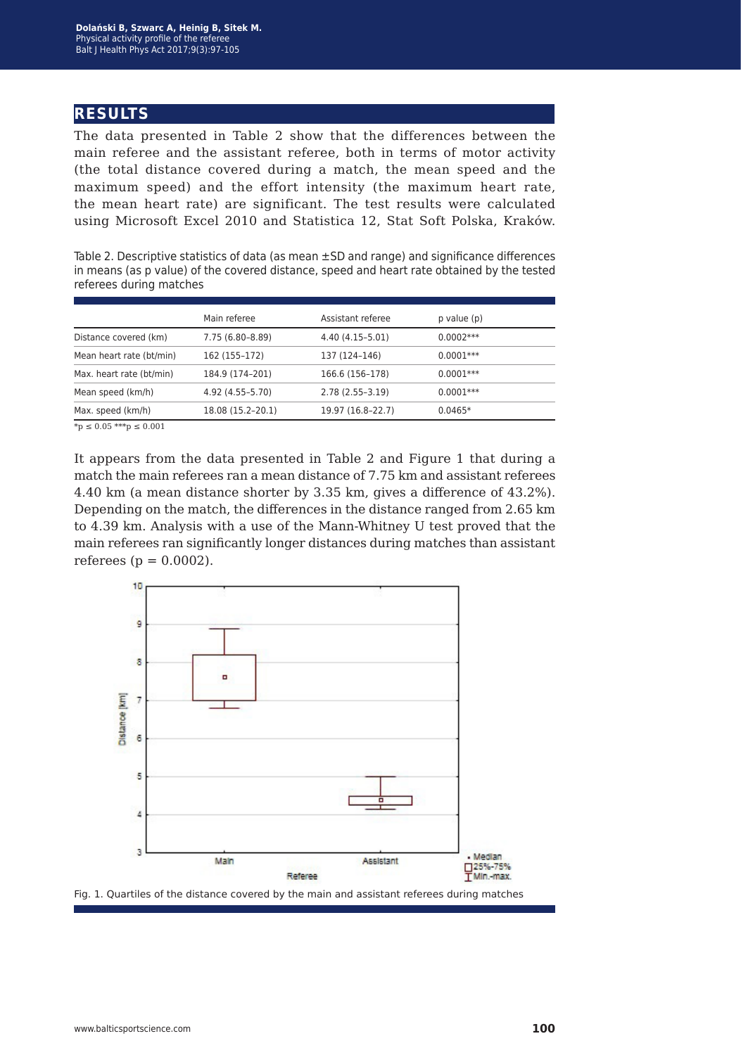## RESULTS

The data presented in Table 2 show that the differences between the main referee and the assistant referee, both in terms of motor activity (the total distance covered during a match, the mean speed and the maximum speed) and the effort intensity (the maximum heart rate, the mean heart rate) are significant. The test results were calculated using Microsoft Excel 2010 and Statistica 12, Stat Soft Polska, Kraków.

Table 2. Descriptive statistics of data (as mean ±SD and range) and significance differences in means (as p value) of the covered distance, speed and heart rate obtained by the tested referees during matches

| | Main referee | Assistant referee | p value (p) |
|---|---|---|---|
| Distance covered (km) | 7.75 (6.80–8.89) | 4.40 (4.15–5.01) | 0.0002*** |
| Mean heart rate (bt/min) | 162 (155–172) | 137 (124–146) | 0.0001*** |
| Max. heart rate (bt/min) | 184.9 (174–201) | 166.6 (156–178) | 0.0001*** |
| Mean speed (km/h) | 4.92 (4.55–5.70) | 2.78 (2.55–3.19) | 0.0001*** |
| Max. speed (km/h) | 18.08 (15.2–20.1) | 19.97 (16.8–22.7) | 0.0465* |

*$p \leq 0.05$ ***$p \leq 0.001$

It appears from the data presented in Table 2 and Figure 1 that during a match the main referees ran a mean distance of 7.75 km and assistant referees 4.40 km (a mean distance shorter by 3.35 km, gives a difference of 43.2%). Depending on the match, the differences in the distance ranged from 2.65 km to 4.39 km. Analysis with a use of the Mann-Whitney U test proved that the main referees ran significantly longer distances during matches than assistant referees ($p = 0.0002$).

Fig. 1. Quartiles of the distance covered by the main and assistant referees during matches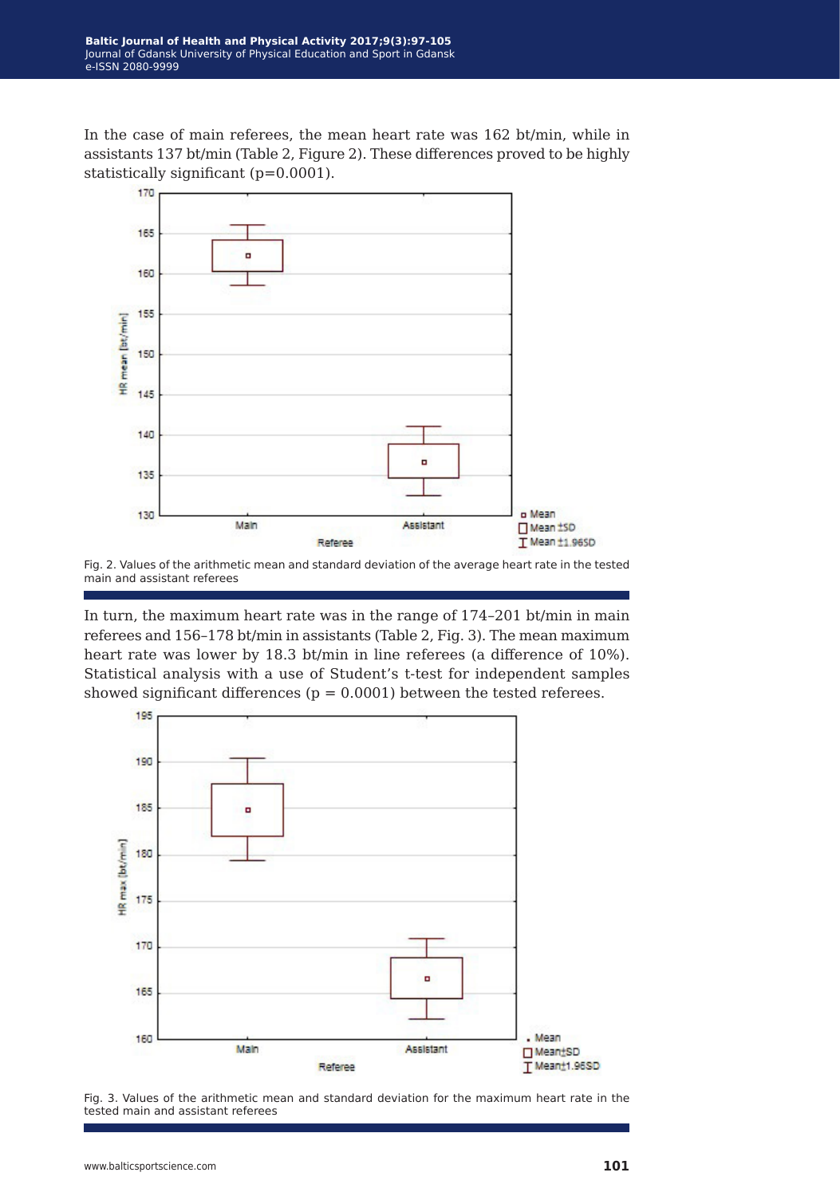In the case of main referees, the mean heart rate was 162 bt/min, while in assistants 137 bt/min (Table 2, Figure 2). These differences proved to be highly statistically significant (p=0.0001).

Fig. 2. Values of the arithmetic mean and standard deviation of the average heart rate in the tested main and assistant referees

In turn, the maximum heart rate was in the range of 174–201 bt/min in main referees and 156–178 bt/min in assistants (Table 2, Fig. 3). The mean maximum heart rate was lower by 18.3 bt/min in line referees (a difference of 10%). Statistical analysis with a use of Student's t-test for independent samples showed significant differences (p = 0.0001) between the tested referees.

Fig. 3. Values of the arithmetic mean and standard deviation for the maximum heart rate in the tested main and assistant referees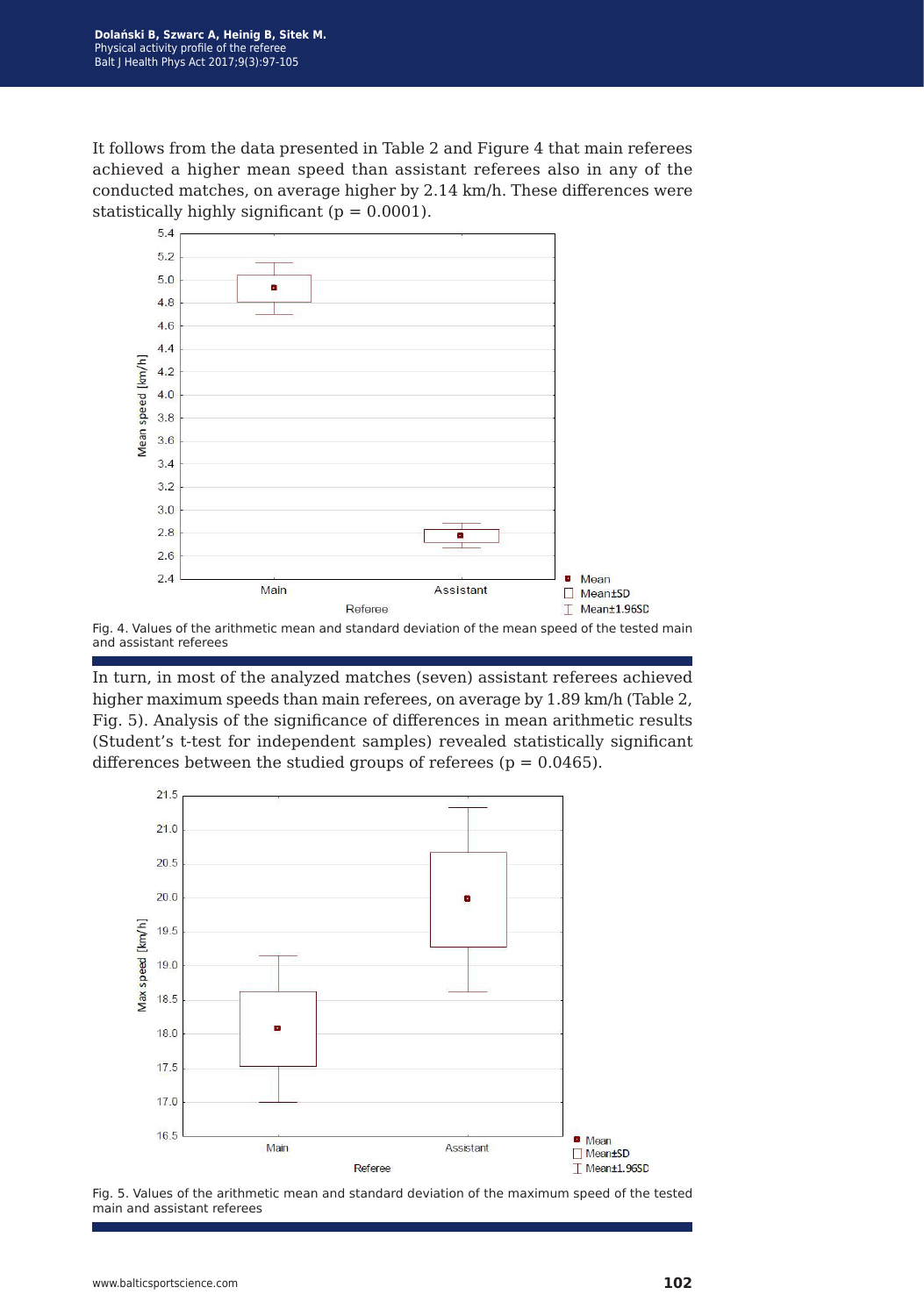It follows from the data presented in Table 2 and Figure 4 that main referees achieved a higher mean speed than assistant referees also in any of the conducted matches, on average higher by 2.14 km/h. These differences were statistically highly significant ($p = 0.0001$).

Fig. 4. Values of the arithmetic mean and standard deviation of the mean speed of the tested main and assistant referees

In turn, in most of the analyzed matches (seven) assistant referees achieved higher maximum speeds than main referees, on average by 1.89 km/h (Table 2, Fig. 5). Analysis of the significance of differences in mean arithmetic results (Student's t-test for independent samples) revealed statistically significant differences between the studied groups of referees ($p = 0.0465$).

Fig. 5. Values of the arithmetic mean and standard deviation of the maximum speed of the tested main and assistant referees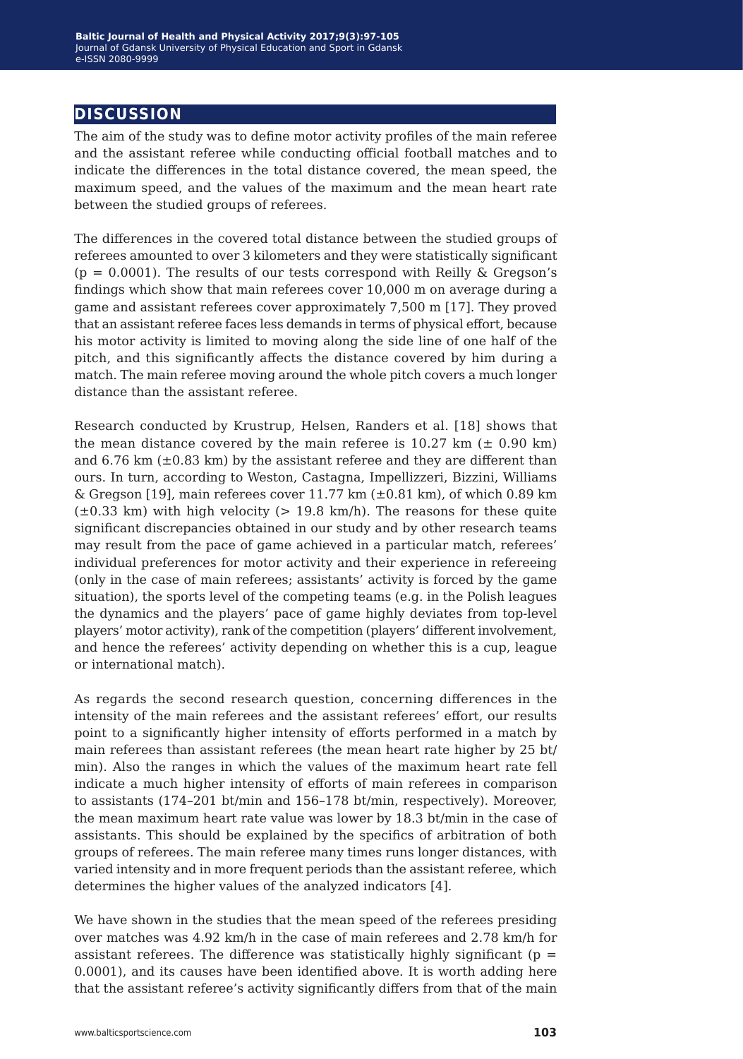## DISCUSSION

The aim of the study was to define motor activity profiles of the main referee and the assistant referee while conducting official football matches and to indicate the differences in the total distance covered, the mean speed, the maximum speed, and the values of the maximum and the mean heart rate between the studied groups of referees.

The differences in the covered total distance between the studied groups of referees amounted to over 3 kilometers and they were statistically significant ($p = 0.0001$). The results of our tests correspond with Reilly & Gregson's findings which show that main referees cover 10,000 m on average during a game and assistant referees cover approximately 7,500 m [17]. They proved that an assistant referee faces less demands in terms of physical effort, because his motor activity is limited to moving along the side line of one half of the pitch, and this significantly affects the distance covered by him during a match. The main referee moving around the whole pitch covers a much longer distance than the assistant referee.

Research conducted by Krustrup, Helsen, Randers et al. [18] shows that the mean distance covered by the main referee is 10.27 km (± 0.90 km) and 6.76 km (±0.83 km) by the assistant referee and they are different than ours. In turn, according to Weston, Castagna, Impellizzeri, Bizzini, Williams & Gregson [19], main referees cover 11.77 km (±0.81 km), of which 0.89 km (±0.33 km) with high velocity (> 19.8 km/h). The reasons for these quite significant discrepancies obtained in our study and by other research teams may result from the pace of game achieved in a particular match, referees' individual preferences for motor activity and their experience in refereeing (only in the case of main referees; assistants' activity is forced by the game situation), the sports level of the competing teams (e.g. in the Polish leagues the dynamics and the players' pace of game highly deviates from top-level players' motor activity), rank of the competition (players' different involvement, and hence the referees' activity depending on whether this is a cup, league or international match).

As regards the second research question, concerning differences in the intensity of the main referees and the assistant referees' effort, our results point to a significantly higher intensity of efforts performed in a match by main referees than assistant referees (the mean heart rate higher by 25 bt/min). Also the ranges in which the values of the maximum heart rate fell indicate a much higher intensity of efforts of main referees in comparison to assistants (174–201 bt/min and 156–178 bt/min, respectively). Moreover, the mean maximum heart rate value was lower by 18.3 bt/min in the case of assistants. This should be explained by the specifics of arbitration of both groups of referees. The main referee many times runs longer distances, with varied intensity and in more frequent periods than the assistant referee, which determines the higher values of the analyzed indicators [4].

We have shown in the studies that the mean speed of the referees presiding over matches was 4.92 km/h in the case of main referees and 2.78 km/h for assistant referees. The difference was statistically highly significant ($p = 0.0001$), and its causes have been identified above. It is worth adding here that the assistant referee's activity significantly differs from that of the main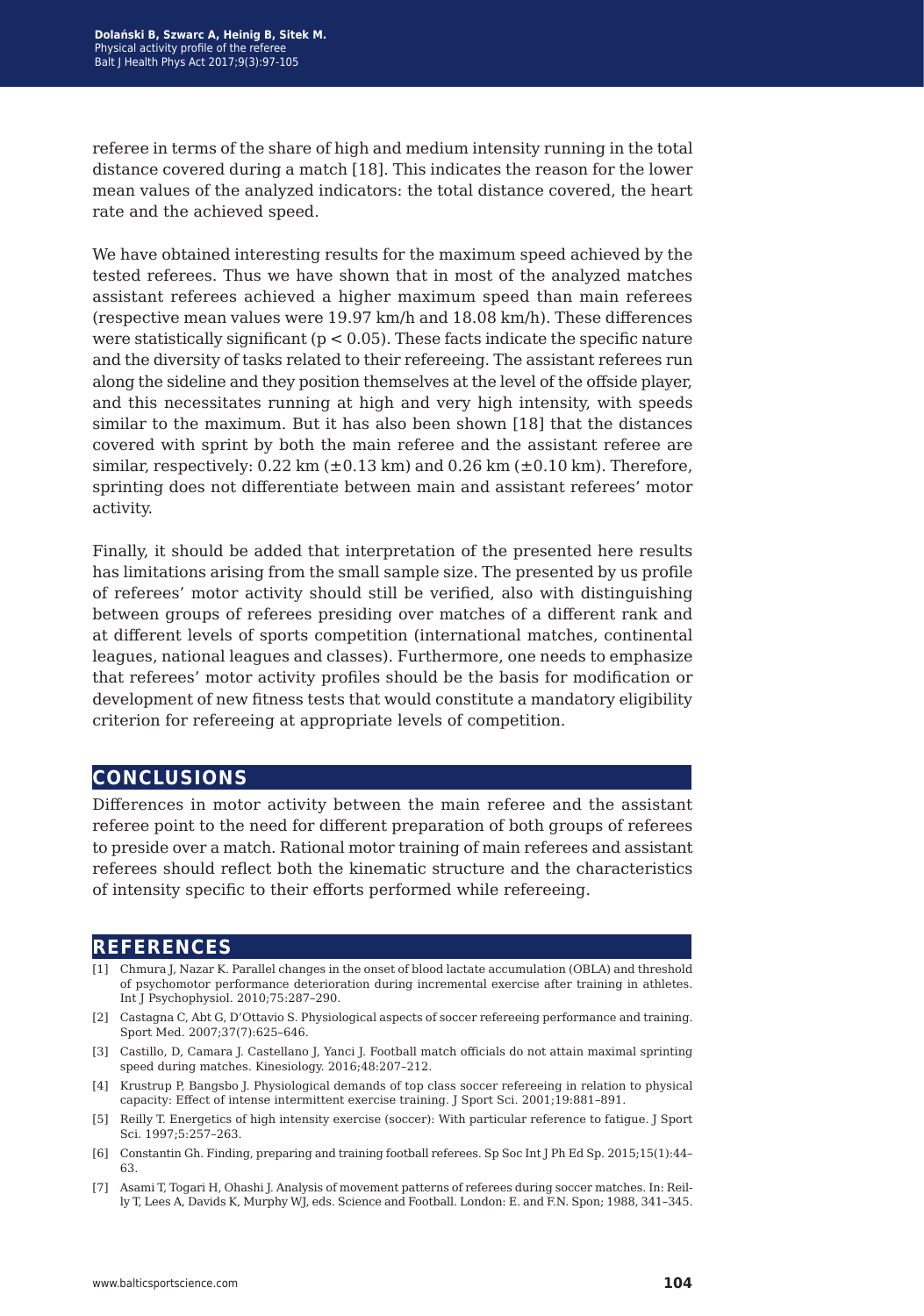referee in terms of the share of high and medium intensity running in the total distance covered during a match [18]. This indicates the reason for the lower mean values of the analyzed indicators: the total distance covered, the heart rate and the achieved speed.

We have obtained interesting results for the maximum speed achieved by the tested referees. Thus we have shown that in most of the analyzed matches assistant referees achieved a higher maximum speed than main referees (respective mean values were 19.97 km/h and 18.08 km/h). These differences were statistically significant ($p < 0.05$). These facts indicate the specific nature and the diversity of tasks related to their refereeing. The assistant referees run along the sideline and they position themselves at the level of the offside player, and this necessitates running at high and very high intensity, with speeds similar to the maximum. But it has also been shown [18] that the distances covered with sprint by both the main referee and the assistant referee are similar, respectively: 0.22 km (±0.13 km) and 0.26 km (±0.10 km). Therefore, sprinting does not differentiate between main and assistant referees' motor activity.

Finally, it should be added that interpretation of the presented here results has limitations arising from the small sample size. The presented by us profile of referees' motor activity should still be verified, also with distinguishing between groups of referees presiding over matches of a different rank and at different levels of sports competition (international matches, continental leagues, national leagues and classes). Furthermore, one needs to emphasize that referees' motor activity profiles should be the basis for modification or development of new fitness tests that would constitute a mandatory eligibility criterion for refereeing at appropriate levels of competition.

## CONCLUSIONS

Differences in motor activity between the main referee and the assistant referee point to the need for different preparation of both groups of referees to preside over a match. Rational motor training of main referees and assistant referees should reflect both the kinematic structure and the characteristics of intensity specific to their efforts performed while refereeing.

## REFERENCES

[1] Chmura J, Nazar K. Parallel changes in the onset of blood lactate accumulation (OBLA) and threshold of psychomotor performance deterioration during incremental exercise after training in athletes. Int J Psychophysiol. 2010;75:287–290.

[2] Castagna C, Abt G, D'Ottavio S. Physiological aspects of soccer refereeing performance and training. Sport Med. 2007;37(7):625–646.

[3] Castillo, D, Camara J. Castellano J, Yanci J. Football match officials do not attain maximal sprinting speed during matches. Kinesiology. 2016;48:207–212.

[4] Krustrup P, Bangsbo J. Physiological demands of top class soccer refereeing in relation to physical capacity: Effect of intense intermittent exercise training. J Sport Sci. 2001;19:881–891.

[5] Reilly T. Energetics of high intensity exercise (soccer): With particular reference to fatigue. J Sport Sci. 1997;5:257–263.

[6] Constantin Gh. Finding, preparing and training football referees. Sp Soc Int J Ph Ed Sp. 2015;15(1):44–63.

[7] Asami T, Togari H, Ohashi J. Analysis of movement patterns of referees during soccer matches. In: Reilly T, Lees A, Davids K, Murphy WJ, eds. Science and Football. London: E. and F.N. Spon; 1988, 341–345.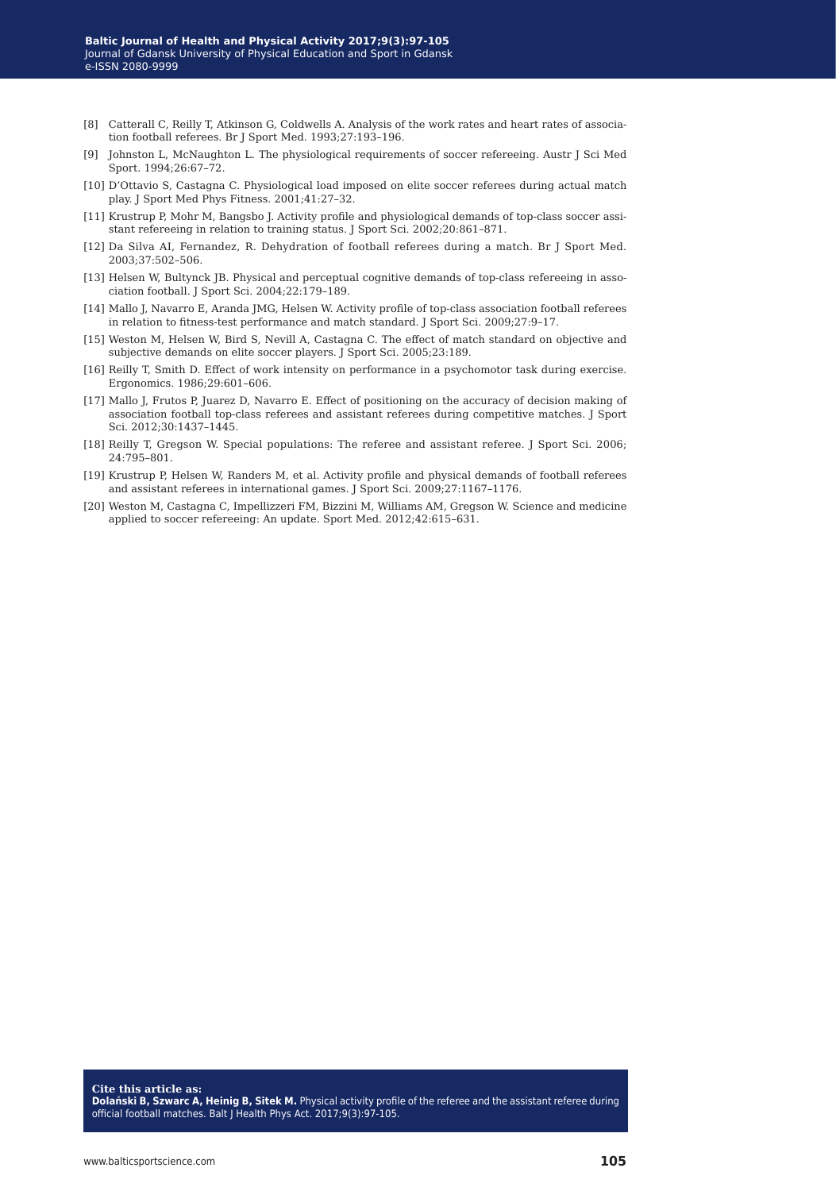[8] Catterall C, Reilly T, Atkinson G, Coldwells A. Analysis of the work rates and heart rates of association football referees. Br J Sport Med. 1993;27:193–196.

[9] Johnston L, McNaughton L. The physiological requirements of soccer refereeing. Austr J Sci Med Sport. 1994;26:67–72.

[10] D'Ottavio S, Castagna C. Physiological load imposed on elite soccer referees during actual match play. J Sport Med Phys Fitness. 2001;41:27–32.

[11] Krustrup P, Mohr M, Bangsbo J. Activity profile and physiological demands of top-class soccer assistant refereeing in relation to training status. J Sport Sci. 2002;20:861–871.

[12] Da Silva AI, Fernandez, R. Dehydration of football referees during a match. Br J Sport Med. 2003;37:502–506.

[13] Helsen W, Bultynck JB. Physical and perceptual cognitive demands of top-class refereeing in association football. J Sport Sci. 2004;22:179–189.

[14] Mallo J, Navarro E, Aranda JMG, Helsen W. Activity profile of top-class association football referees in relation to fitness-test performance and match standard. J Sport Sci. 2009;27:9–17.

[15] Weston M, Helsen W, Bird S, Nevill A, Castagna C. The effect of match standard on objective and subjective demands on elite soccer players. J Sport Sci. 2005;23:189.

[16] Reilly T, Smith D. Effect of work intensity on performance in a psychomotor task during exercise. Ergonomics. 1986;29:601–606.

[17] Mallo J, Frutos P, Juarez D, Navarro E. Effect of positioning on the accuracy of decision making of association football top-class referees and assistant referees during competitive matches. J Sport Sci. 2012;30:1437–1445.

[18] Reilly T, Gregson W. Special populations: The referee and assistant referee. J Sport Sci. 2006; 24:795–801.

[19] Krustrup P, Helsen W, Randers M, et al. Activity profile and physical demands of football referees and assistant referees in international games. J Sport Sci. 2009;27:1167–1176.

[20] Weston M, Castagna C, Impellizzeri FM, Bizzini M, Williams AM, Gregson W. Science and medicine applied to soccer refereeing: An update. Sport Med. 2012;42:615–631.

**Cite this article as:**
**Dolański B, Szwarc A, Heinig B, Sitek M.** Physical activity profile of the referee and the assistant referee during official football matches. Balt J Health Phys Act. 2017;9(3):97-105.